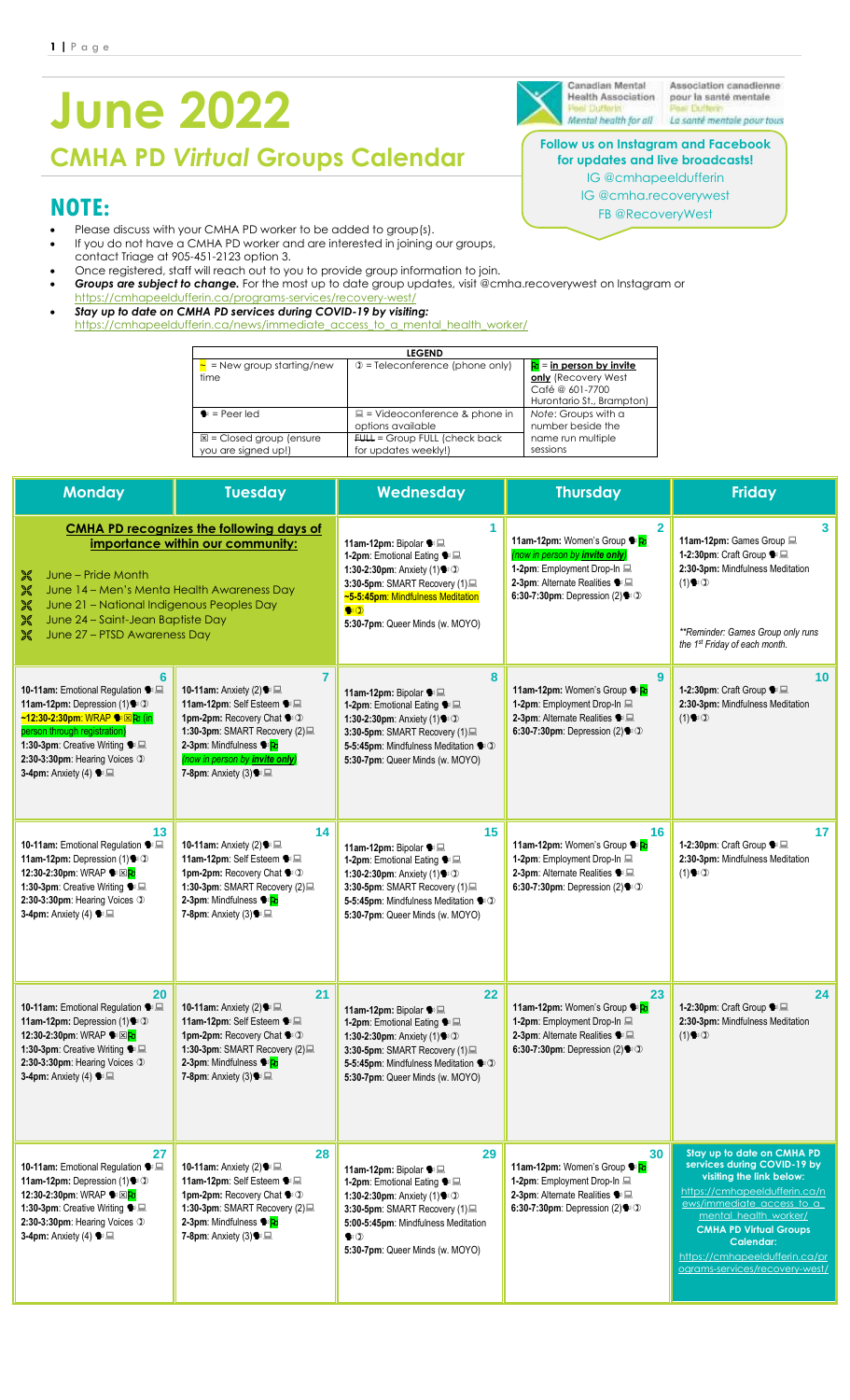# June 2022

## CMHA PD *Virtual* Groups Calendar

Canadian Mental Health Association Peel Dufferin *Mental health for all* | Association canadienne pour la santé mentale Peel Dufferin *La santé mentale pour tous*

**Follow us on Instagram and Facebook for updates and live broadcasts!**
IG @cmhapeeldufferin
IG @cmha.recoverywest
FB @RecoveryWest

## NOTE:

- Please discuss with your CMHA PD worker to be added to group(s).
- If you do not have a CMHA PD worker and are interested in joining our groups, contact Triage at 905-451-2123 option 3.
- Once registered, staff will reach out to you to provide group information to join.
- ***Groups are subject to change.*** For the most up to date group updates, visit @cmha.recoverywest on Instagram or https://cmhapeeldufferin.ca/programs-services/recovery-west/
- ***Stay up to date on CMHA PD services during COVID-19 by visiting:*** https://cmhapeeldufferin.ca/news/immediate_access_to_a_mental_health_worker/

| LEGEND | | |
|---|---|---|
| ~ = New group starting/new time | ✆ = Teleconference (phone only) | **= in person by invite only** (Recovery West Café @ 601-7700 Hurontario St., Brampton) |
| ☻ = Peer led | 💻 = Videoconference & phone in options available | *Note*: Groups with a number beside the name run multiple sessions |
| ☒ = Closed group (ensure you are signed up!) | ~~FULL~~ = Group FULL (check back for updates weekly!) | |

| Monday | Tuesday | Wednesday | Thursday | Friday |
|---|---|---|---|---|
| **CMHA PD recognizes the following days of importance within our community:**<br>June – Pride Month<br>June 14 – Men's Menta Health Awareness Day<br>June 21 – National Indigenous Peoples Day<br>June 24 – Saint-Jean Baptiste Day<br>June 27 – PTSD Awareness Day | | **1**<br>**11am-12pm:** Bipolar ☻💻<br>**1-2pm**: Emotional Eating ☻💻<br>**1:30-2:30pm**: Anxiety (1)☻✆<br>**3:30-5pm**: SMART Recovery (1)💻<br>**~5-5:45pm**: Mindfulness Meditation ☻✆<br>**5:30-7pm**: Queer Minds (w. MOYO) | **2**<br>**11am-12pm:** Women's Group ☻<br>*(now in person by* ***invite only****)*<br>**1-2pm**: Employment Drop-In 💻<br>**2-3pm**: Alternate Realities ☻💻<br>**6:30-7:30pm**: Depression (2)☻✆ | **3**<br>**11am-12pm:** Games Group 💻<br>**1-2:30pm**: Craft Group ☻💻<br>**2:30-3pm:** Mindfulness Meditation (1)☻✆<br>*\*\*Reminder: Games Group only runs the 1st Friday of each month.* |
| **6**<br>**10-11am:** Emotional Regulation ☻💻<br>**11am-12pm:** Depression (1)☻✆<br>**~12:30-2:30pm**: WRAP ☻☒ (in person through registration)<br>**1:30-3pm**: Creative Writing ☻💻<br>**2:30-3:30pm**: Hearing Voices ✆<br>**3-4pm:** Anxiety (4) ☻💻 | **7**<br>**10-11am:** Anxiety (2)☻💻<br>**11am-12pm**: Self Esteem ☻💻<br>**1pm-2pm**: Recovery Chat ☻✆<br>**1:30-3pm**: SMART Recovery (2)💻<br>**2-3pm**: Mindfulness ☻<br>*(now in person by* ***invite only****)*<br>**7-8pm**: Anxiety (3)☻💻 | **8**<br>**11am-12pm:** Bipolar ☻💻<br>**1-2pm**: Emotional Eating ☻💻<br>**1:30-2:30pm**: Anxiety (1)☻✆<br>**3:30-5pm**: SMART Recovery (1)💻<br>**5-5:45pm**: Mindfulness Meditation ☻✆<br>**5:30-7pm**: Queer Minds (w. MOYO) | **9**<br>**11am-12pm:** Women's Group ☻<br>**1-2pm**: Employment Drop-In 💻<br>**2-3pm**: Alternate Realities ☻💻<br>**6:30-7:30pm**: Depression (2)☻✆ | **10**<br>**1-2:30pm**: Craft Group ☻💻<br>**2:30-3pm:** Mindfulness Meditation (1)☻✆ |
| **13**<br>**10-11am:** Emotional Regulation ☻💻<br>**11am-12pm:** Depression (1)☻✆<br>**12:30-2:30pm**: WRAP ☻☒<br>**1:30-3pm**: Creative Writing ☻💻<br>**2:30-3:30pm**: Hearing Voices ✆<br>**3-4pm:** Anxiety (4) ☻💻 | **14**<br>**10-11am:** Anxiety (2)☻💻<br>**11am-12pm**: Self Esteem ☻💻<br>**1pm-2pm**: Recovery Chat ☻✆<br>**1:30-3pm**: SMART Recovery (2)💻<br>**2-3pm**: Mindfulness ☻<br>**7-8pm**: Anxiety (3)☻💻 | **15**<br>**11am-12pm:** Bipolar ☻💻<br>**1-2pm**: Emotional Eating ☻💻<br>**1:30-2:30pm**: Anxiety (1)☻✆<br>**3:30-5pm**: SMART Recovery (1)💻<br>**5-5:45pm**: Mindfulness Meditation ☻✆<br>**5:30-7pm**: Queer Minds (w. MOYO) | **16**<br>**11am-12pm:** Women's Group ☻<br>**1-2pm**: Employment Drop-In 💻<br>**2-3pm**: Alternate Realities ☻💻<br>**6:30-7:30pm**: Depression (2)☻✆ | **17**<br>**1-2:30pm**: Craft Group ☻💻<br>**2:30-3pm:** Mindfulness Meditation (1)☻✆ |
| **20**<br>**10-11am:** Emotional Regulation ☻💻<br>**11am-12pm:** Depression (1)☻✆<br>**12:30-2:30pm**: WRAP ☻☒<br>**1:30-3pm**: Creative Writing ☻💻<br>**2:30-3:30pm**: Hearing Voices ✆<br>**3-4pm:** Anxiety (4) ☻💻 | **21**<br>**10-11am:** Anxiety (2)☻💻<br>**11am-12pm**: Self Esteem ☻💻<br>**1pm-2pm**: Recovery Chat ☻✆<br>**1:30-3pm**: SMART Recovery (2)💻<br>**2-3pm**: Mindfulness ☻<br>**7-8pm**: Anxiety (3)☻💻 | **22**<br>**11am-12pm:** Bipolar ☻💻<br>**1-2pm**: Emotional Eating ☻💻<br>**1:30-2:30pm**: Anxiety (1)☻✆<br>**3:30-5pm**: SMART Recovery (1)💻<br>**5-5:45pm**: Mindfulness Meditation ☻✆<br>**5:30-7pm**: Queer Minds (w. MOYO) | **23**<br>**11am-12pm:** Women's Group ☻<br>**1-2pm**: Employment Drop-In 💻<br>**2-3pm**: Alternate Realities ☻💻<br>**6:30-7:30pm**: Depression (2)☻✆ | **24**<br>**1-2:30pm**: Craft Group ☻💻<br>**2:30-3pm:** Mindfulness Meditation (1)☻✆ |
| **27**<br>**10-11am:** Emotional Regulation ☻💻<br>**11am-12pm:** Depression (1)☻✆<br>**12:30-2:30pm**: WRAP ☻☒<br>**1:30-3pm**: Creative Writing ☻💻<br>**2:30-3:30pm**: Hearing Voices ✆<br>**3-4pm:** Anxiety (4) ☻💻 | **28**<br>**10-11am:** Anxiety (2)☻💻<br>**11am-12pm**: Self Esteem ☻💻<br>**1pm-2pm**: Recovery Chat ☻✆<br>**1:30-3pm**: SMART Recovery (2)💻<br>**2-3pm**: Mindfulness ☻<br>**7-8pm**: Anxiety (3)☻💻 | **29**<br>**11am-12pm:** Bipolar ☻💻<br>**1-2pm**: Emotional Eating ☻💻<br>**1:30-2:30pm**: Anxiety (1)☻✆<br>**3:30-5pm**: SMART Recovery (1)💻<br>**5:00-5:45pm**: Mindfulness Meditation ☻✆<br>**5:30-7pm**: Queer Minds (w. MOYO) | **30**<br>**11am-12pm:** Women's Group ☻<br>**1-2pm**: Employment Drop-In 💻<br>**2-3pm**: Alternate Realities ☻💻<br>**6:30-7:30pm**: Depression (2)☻✆ | **Stay up to date on CMHA PD services during COVID-19 by visiting the link below:**<br>https://cmhapeeldufferin.ca/news/immediate_access_to_a_mental_health_worker/<br>**CMHA PD Virtual Groups Calendar:**<br>https://cmhapeeldufferin.ca/programs-services/recovery-west/ |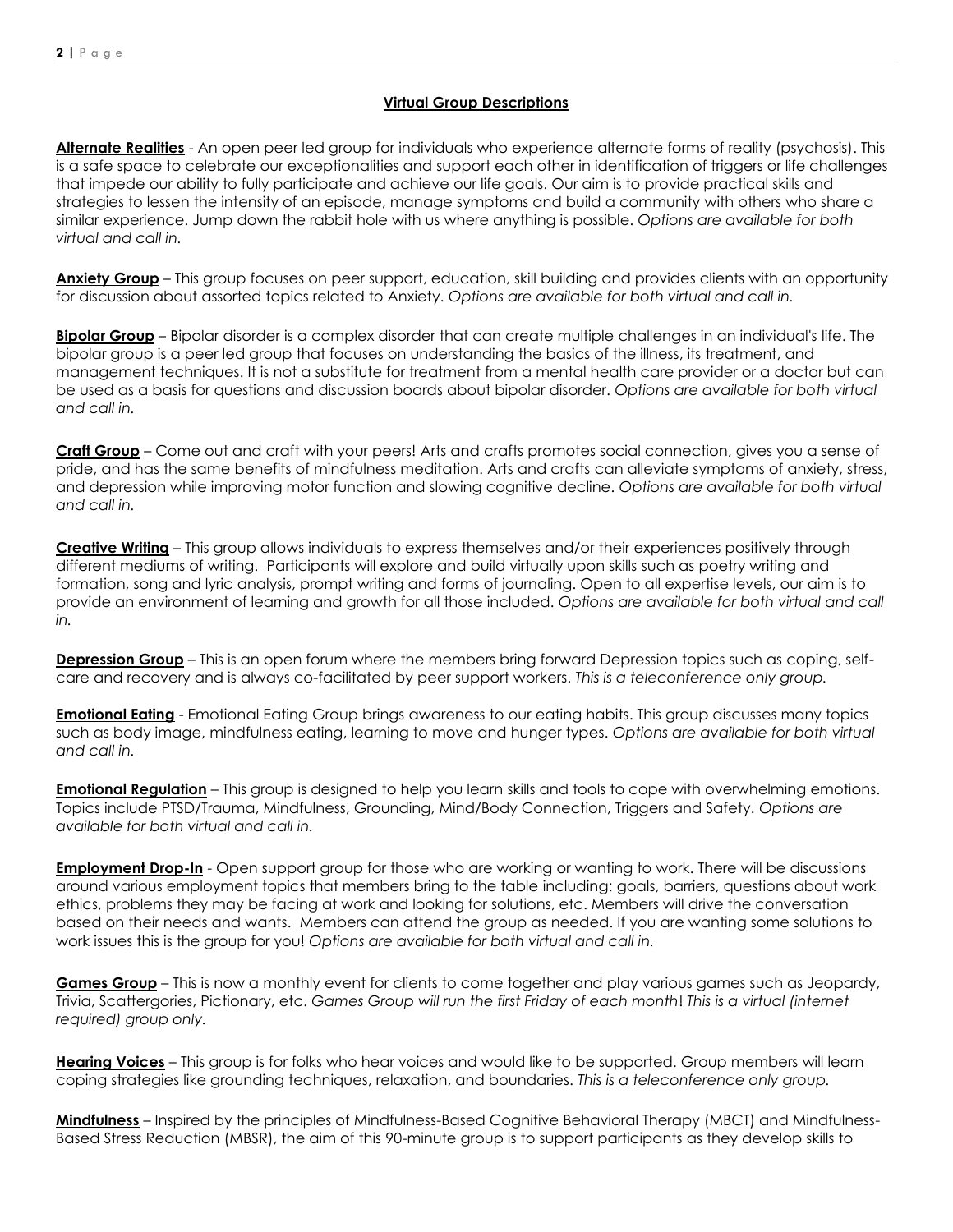## Virtual Group Descriptions

**Alternate Realities** - An open peer led group for individuals who experience alternate forms of reality (psychosis). This is a safe space to celebrate our exceptionalities and support each other in identification of triggers or life challenges that impede our ability to fully participate and achieve our life goals. Our aim is to provide practical skills and strategies to lessen the intensity of an episode, manage symptoms and build a community with others who share a similar experience. Jump down the rabbit hole with us where anything is possible. *Options are available for both virtual and call in.*

**Anxiety Group** – This group focuses on peer support, education, skill building and provides clients with an opportunity for discussion about assorted topics related to Anxiety. *Options are available for both virtual and call in.*

**Bipolar Group** – Bipolar disorder is a complex disorder that can create multiple challenges in an individual's life. The bipolar group is a peer led group that focuses on understanding the basics of the illness, its treatment, and management techniques. It is not a substitute for treatment from a mental health care provider or a doctor but can be used as a basis for questions and discussion boards about bipolar disorder. *Options are available for both virtual and call in.*

**Craft Group** – Come out and craft with your peers! Arts and crafts promotes social connection, gives you a sense of pride, and has the same benefits of mindfulness meditation. Arts and crafts can alleviate symptoms of anxiety, stress, and depression while improving motor function and slowing cognitive decline. *Options are available for both virtual and call in.*

**Creative Writing** – This group allows individuals to express themselves and/or their experiences positively through different mediums of writing. Participants will explore and build virtually upon skills such as poetry writing and formation, song and lyric analysis, prompt writing and forms of journaling. Open to all expertise levels, our aim is to provide an environment of learning and growth for all those included. *Options are available for both virtual and call in.*

**Depression Group** – This is an open forum where the members bring forward Depression topics such as coping, self-care and recovery and is always co-facilitated by peer support workers. *This is a teleconference only group.*

**Emotional Eating** - Emotional Eating Group brings awareness to our eating habits. This group discusses many topics such as body image, mindfulness eating, learning to move and hunger types. *Options are available for both virtual and call in.*

**Emotional Regulation** – This group is designed to help you learn skills and tools to cope with overwhelming emotions. Topics include PTSD/Trauma, Mindfulness, Grounding, Mind/Body Connection, Triggers and Safety. *Options are available for both virtual and call in.*

**Employment Drop-In** - Open support group for those who are working or wanting to work. There will be discussions around various employment topics that members bring to the table including: goals, barriers, questions about work ethics, problems they may be facing at work and looking for solutions, etc. Members will drive the conversation based on their needs and wants. Members can attend the group as needed. If you are wanting some solutions to work issues this is the group for you! *Options are available for both virtual and call in.*

**Games Group** – This is now a monthly event for clients to come together and play various games such as Jeopardy, Trivia, Scattergories, Pictionary, etc. *Games Group will run the first Friday of each month! This is a virtual (internet required) group only.*

**Hearing Voices** – This group is for folks who hear voices and would like to be supported. Group members will learn coping strategies like grounding techniques, relaxation, and boundaries. *This is a teleconference only group.*

**Mindfulness** – Inspired by the principles of Mindfulness-Based Cognitive Behavioral Therapy (MBCT) and Mindfulness-Based Stress Reduction (MBSR), the aim of this 90-minute group is to support participants as they develop skills to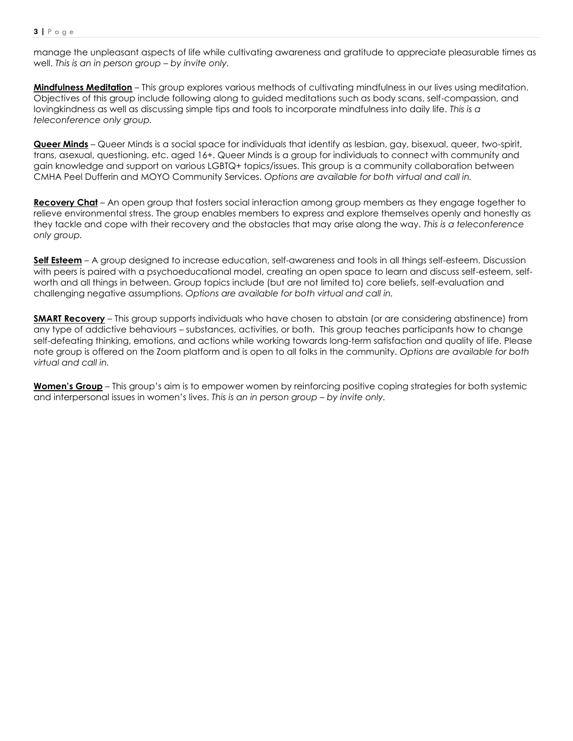manage the unpleasant aspects of life while cultivating awareness and gratitude to appreciate pleasurable times as well. *This is an in person group – by invite only.*

**Mindfulness Meditation** – This group explores various methods of cultivating mindfulness in our lives using meditation. Objectives of this group include following along to guided meditations such as body scans, self-compassion, and lovingkindness as well as discussing simple tips and tools to incorporate mindfulness into daily life. *This is a teleconference only group.*

**Queer Minds** – Queer Minds is a social space for individuals that identify as lesbian, gay, bisexual, queer, two-spirit, trans, asexual, questioning, etc. aged 16+. Queer Minds is a group for individuals to connect with community and gain knowledge and support on various LGBTQ+ topics/issues. This group is a community collaboration between CMHA Peel Dufferin and MOYO Community Services. *Options are available for both virtual and call in.*

**Recovery Chat** – An open group that fosters social interaction among group members as they engage together to relieve environmental stress. The group enables members to express and explore themselves openly and honestly as they tackle and cope with their recovery and the obstacles that may arise along the way. *This is a teleconference only group.*

**Self Esteem** – A group designed to increase education, self-awareness and tools in all things self-esteem. Discussion with peers is paired with a psychoeducational model, creating an open space to learn and discuss self-esteem, self-worth and all things in between. Group topics include (but are not limited to) core beliefs, self-evaluation and challenging negative assumptions. *Options are available for both virtual and call in.*

**SMART Recovery** – This group supports individuals who have chosen to abstain (or are considering abstinence) from any type of addictive behaviours – substances, activities, or both. This group teaches participants how to change self-defeating thinking, emotions, and actions while working towards long-term satisfaction and quality of life. Please note group is offered on the Zoom platform and is open to all folks in the community. *Options are available for both virtual and call in.*

**Women's Group** – This group's aim is to empower women by reinforcing positive coping strategies for both systemic and interpersonal issues in women's lives. *This is an in person group – by invite only.*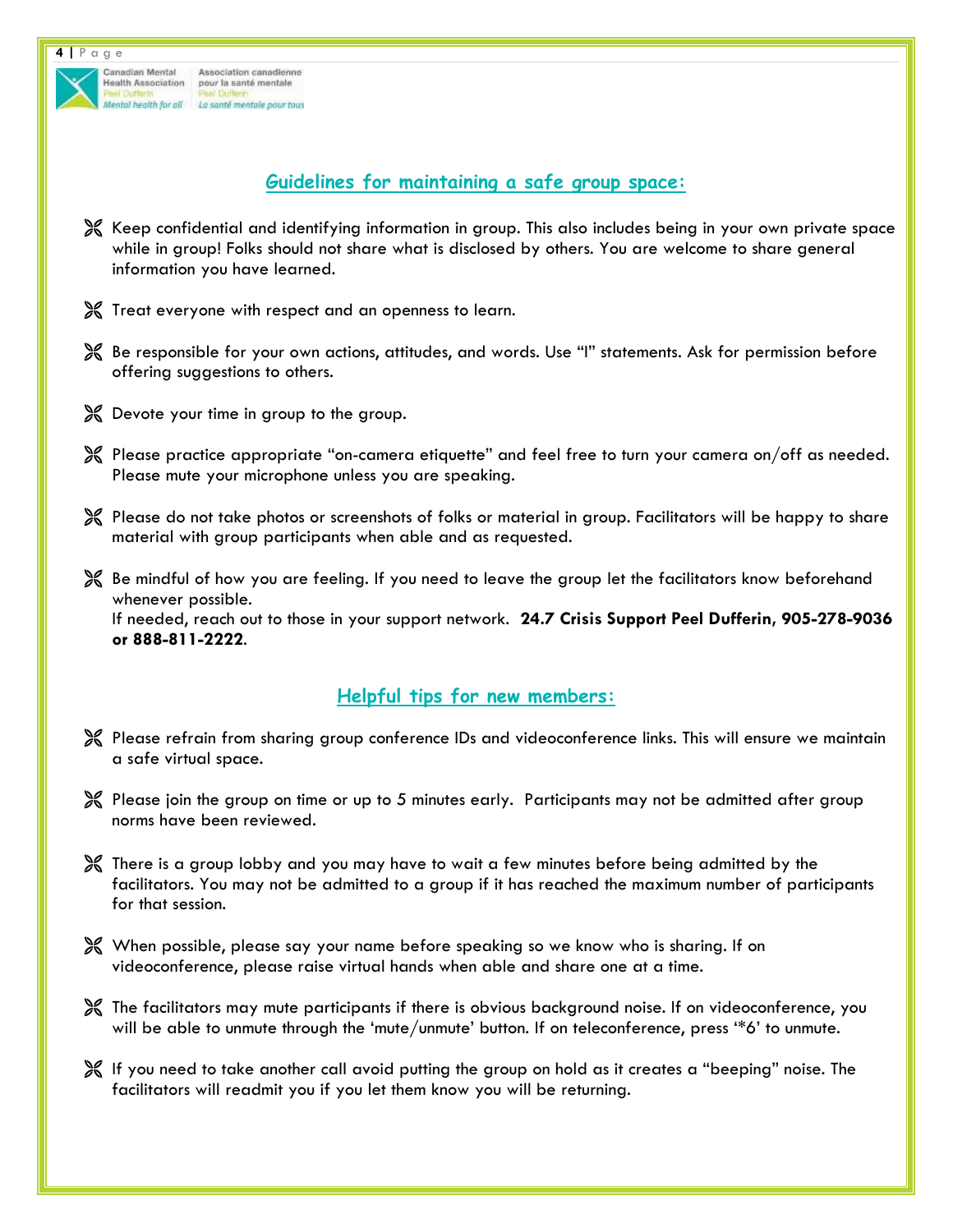## Guidelines for maintaining a safe group space:

- Keep confidential and identifying information in group. This also includes being in your own private space while in group! Folks should not share what is disclosed by others. You are welcome to share general information you have learned.
- Treat everyone with respect and an openness to learn.
- Be responsible for your own actions, attitudes, and words. Use "I" statements. Ask for permission before offering suggestions to others.
- Devote your time in group to the group.
- Please practice appropriate "on-camera etiquette" and feel free to turn your camera on/off as needed. Please mute your microphone unless you are speaking.
- Please do not take photos or screenshots of folks or material in group. Facilitators will be happy to share material with group participants when able and as requested.
- Be mindful of how you are feeling. If you need to leave the group let the facilitators know beforehand whenever possible.
  If needed, reach out to those in your support network. **24.7 Crisis Support Peel Dufferin, 905-278-9036 or 888-811-2222**.

## Helpful tips for new members:

- Please refrain from sharing group conference IDs and videoconference links. This will ensure we maintain a safe virtual space.
- Please join the group on time or up to 5 minutes early. Participants may not be admitted after group norms have been reviewed.
- There is a group lobby and you may have to wait a few minutes before being admitted by the facilitators. You may not be admitted to a group if it has reached the maximum number of participants for that session.
- When possible, please say your name before speaking so we know who is sharing. If on videoconference, please raise virtual hands when able and share one at a time.
- The facilitators may mute participants if there is obvious background noise. If on videoconference, you will be able to unmute through the 'mute/unmute' button. If on teleconference, press '*6' to unmute.
- If you need to take another call avoid putting the group on hold as it creates a "beeping" noise. The facilitators will readmit you if you let them know you will be returning.